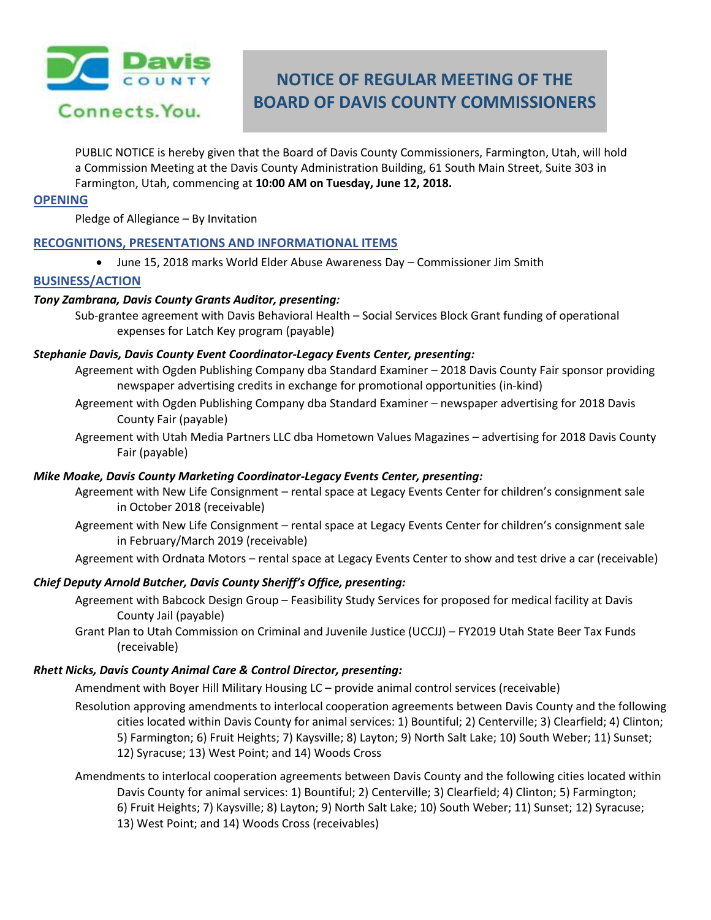# NOTICE OF REGULAR MEETING OF THE BOARD OF DAVIS COUNTY COMMISSIONERS

PUBLIC NOTICE is hereby given that the Board of Davis County Commissioners, Farmington, Utah, will hold a Commission Meeting at the Davis County Administration Building, 61 South Main Street, Suite 303 in Farmington, Utah, commencing at **10:00 AM on Tuesday, June 12, 2018.**

## OPENING

Pledge of Allegiance – By Invitation

## RECOGNITIONS, PRESENTATIONS AND INFORMATIONAL ITEMS

- June 15, 2018 marks World Elder Abuse Awareness Day – Commissioner Jim Smith

## BUSINESS/ACTION

***Tony Zambrana, Davis County Grants Auditor, presenting:***

Sub-grantee agreement with Davis Behavioral Health – Social Services Block Grant funding of operational expenses for Latch Key program (payable)

***Stephanie Davis, Davis County Event Coordinator-Legacy Events Center, presenting:***

Agreement with Ogden Publishing Company dba Standard Examiner – 2018 Davis County Fair sponsor providing newspaper advertising credits in exchange for promotional opportunities (in-kind)

Agreement with Ogden Publishing Company dba Standard Examiner – newspaper advertising for 2018 Davis County Fair (payable)

Agreement with Utah Media Partners LLC dba Hometown Values Magazines – advertising for 2018 Davis County Fair (payable)

***Mike Moake, Davis County Marketing Coordinator-Legacy Events Center, presenting:***

Agreement with New Life Consignment – rental space at Legacy Events Center for children's consignment sale in October 2018 (receivable)

Agreement with New Life Consignment – rental space at Legacy Events Center for children's consignment sale in February/March 2019 (receivable)

Agreement with Ordnata Motors – rental space at Legacy Events Center to show and test drive a car (receivable)

***Chief Deputy Arnold Butcher, Davis County Sheriff's Office, presenting:***

Agreement with Babcock Design Group – Feasibility Study Services for proposed for medical facility at Davis County Jail (payable)

Grant Plan to Utah Commission on Criminal and Juvenile Justice (UCCJJ) – FY2019 Utah State Beer Tax Funds (receivable)

***Rhett Nicks, Davis County Animal Care & Control Director, presenting:***

Amendment with Boyer Hill Military Housing LC – provide animal control services (receivable)

Resolution approving amendments to interlocal cooperation agreements between Davis County and the following cities located within Davis County for animal services: 1) Bountiful; 2) Centerville; 3) Clearfield; 4) Clinton; 5) Farmington; 6) Fruit Heights; 7) Kaysville; 8) Layton; 9) North Salt Lake; 10) South Weber; 11) Sunset; 12) Syracuse; 13) West Point; and 14) Woods Cross

Amendments to interlocal cooperation agreements between Davis County and the following cities located within Davis County for animal services: 1) Bountiful; 2) Centerville; 3) Clearfield; 4) Clinton; 5) Farmington; 6) Fruit Heights; 7) Kaysville; 8) Layton; 9) North Salt Lake; 10) South Weber; 11) Sunset; 12) Syracuse; 13) West Point; and 14) Woods Cross (receivables)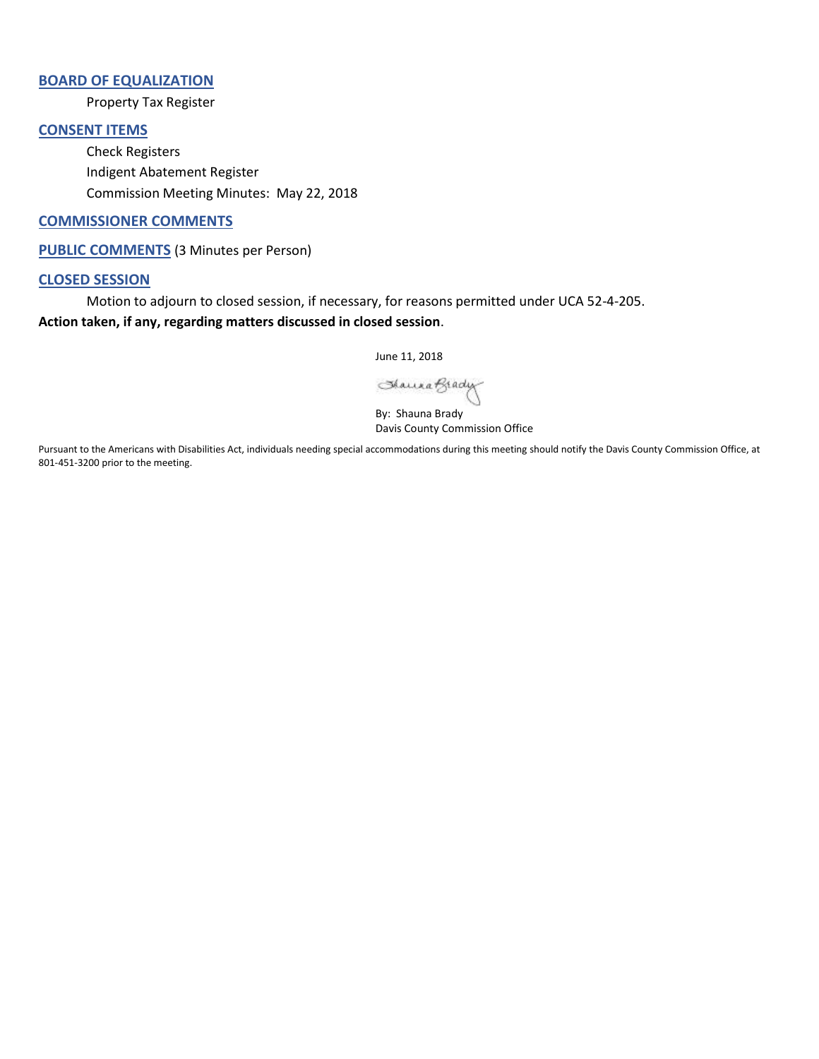## BOARD OF EQUALIZATION

Property Tax Register

## CONSENT ITEMS

Check Registers

Indigent Abatement Register

Commission Meeting Minutes: May 22, 2018

## COMMISSIONER COMMENTS

## PUBLIC COMMENTS (3 Minutes per Person)

## CLOSED SESSION

Motion to adjourn to closed session, if necessary, for reasons permitted under UCA 52-4-205.

**Action taken, if any, regarding matters discussed in closed session**.

June 11, 2018

Shauna Brady

By: Shauna Brady
Davis County Commission Office

Pursuant to the Americans with Disabilities Act, individuals needing special accommodations during this meeting should notify the Davis County Commission Office, at 801-451-3200 prior to the meeting.